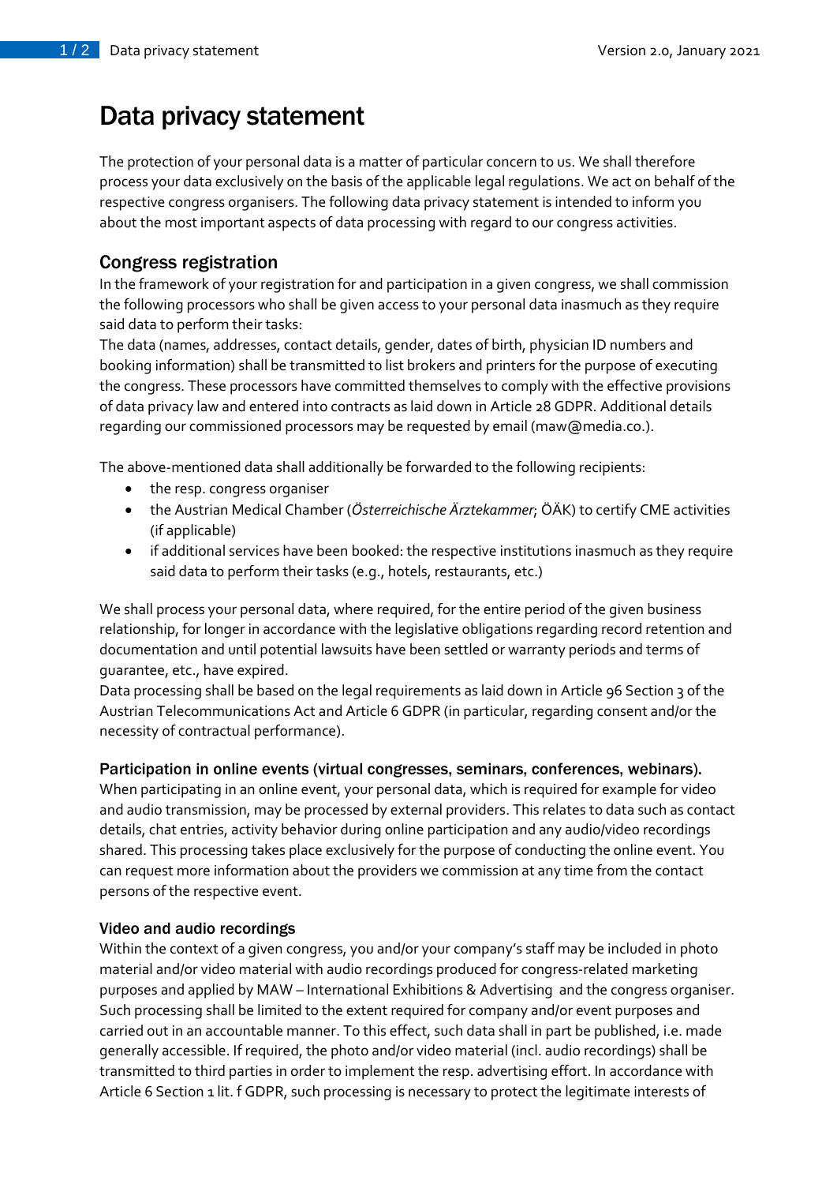# Data privacy statement

The protection of your personal data is a matter of particular concern to us. We shall therefore process your data exclusively on the basis of the applicable legal regulations. We act on behalf of the respective congress organisers. The following data privacy statement is intended to inform you about the most important aspects of data processing with regard to our congress activities.

## Congress registration

In the framework of your registration for and participation in a given congress, we shall commission the following processors who shall be given access to your personal data inasmuch as they require said data to perform their tasks:
The data (names, addresses, contact details, gender, dates of birth, physician ID numbers and booking information) shall be transmitted to list brokers and printers for the purpose of executing the congress. These processors have committed themselves to comply with the effective provisions of data privacy law and entered into contracts as laid down in Article 28 GDPR. Additional details regarding our commissioned processors may be requested by email (maw@media.co.).

The above-mentioned data shall additionally be forwarded to the following recipients:

- the resp. congress organiser
- the Austrian Medical Chamber (*Österreichische Ärztekammer*; ÖÄK) to certify CME activities (if applicable)
- if additional services have been booked: the respective institutions inasmuch as they require said data to perform their tasks (e.g., hotels, restaurants, etc.)

We shall process your personal data, where required, for the entire period of the given business relationship, for longer in accordance with the legislative obligations regarding record retention and documentation and until potential lawsuits have been settled or warranty periods and terms of guarantee, etc., have expired.
Data processing shall be based on the legal requirements as laid down in Article 96 Section 3 of the Austrian Telecommunications Act and Article 6 GDPR (in particular, regarding consent and/or the necessity of contractual performance).

### Participation in online events (virtual congresses, seminars, conferences, webinars).

When participating in an online event, your personal data, which is required for example for video and audio transmission, may be processed by external providers. This relates to data such as contact details, chat entries, activity behavior during online participation and any audio/video recordings shared. This processing takes place exclusively for the purpose of conducting the online event. You can request more information about the providers we commission at any time from the contact persons of the respective event.

### Video and audio recordings

Within the context of a given congress, you and/or your company's staff may be included in photo material and/or video material with audio recordings produced for congress-related marketing purposes and applied by MAW – International Exhibitions & Advertising and the congress organiser. Such processing shall be limited to the extent required for company and/or event purposes and carried out in an accountable manner. To this effect, such data shall in part be published, i.e. made generally accessible. If required, the photo and/or video material (incl. audio recordings) shall be transmitted to third parties in order to implement the resp. advertising effort. In accordance with Article 6 Section 1 lit. f GDPR, such processing is necessary to protect the legitimate interests of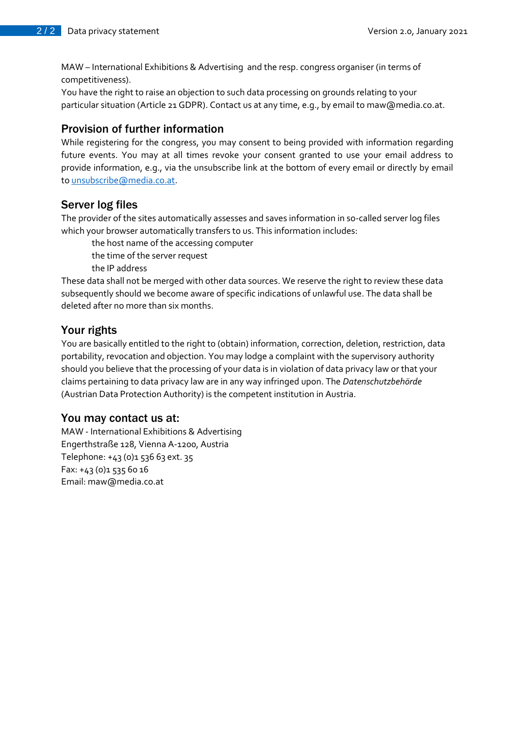MAW – International Exhibitions & Advertising  and the resp. congress organiser (in terms of competitiveness).
You have the right to raise an objection to such data processing on grounds relating to your particular situation (Article 21 GDPR). Contact us at any time, e.g., by email to maw@media.co.at.

## Provision of further information

While registering for the congress, you may consent to being provided with information regarding future events. You may at all times revoke your consent granted to use your email address to provide information, e.g., via the unsubscribe link at the bottom of every email or directly by email to unsubscribe@media.co.at.

## Server log files

The provider of the sites automatically assesses and saves information in so-called server log files which your browser automatically transfers to us. This information includes:

- the host name of the accessing computer
- the time of the server request
- the IP address

These data shall not be merged with other data sources. We reserve the right to review these data subsequently should we become aware of specific indications of unlawful use. The data shall be deleted after no more than six months.

## Your rights

You are basically entitled to the right to (obtain) information, correction, deletion, restriction, data portability, revocation and objection. You may lodge a complaint with the supervisory authority should you believe that the processing of your data is in violation of data privacy law or that your claims pertaining to data privacy law are in any way infringed upon. The *Datenschutzbehörde* (Austrian Data Protection Authority) is the competent institution in Austria.

## You may contact us at:

MAW - International Exhibitions & Advertising
Engerthstraße 128, Vienna A-1200, Austria
Telephone: +43 (0)1 536 63 ext. 35
Fax: +43 (0)1 535 60 16
Email: maw@media.co.at